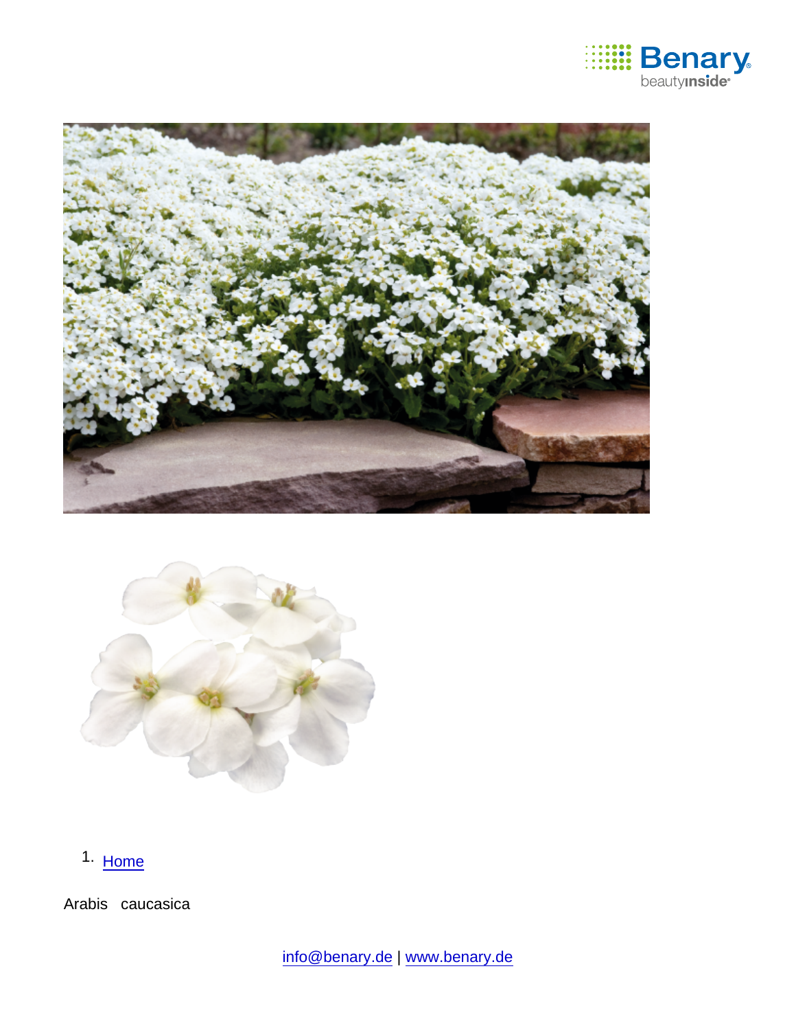1. Home

Arabis caucasica

info@benary.de | www.benary.de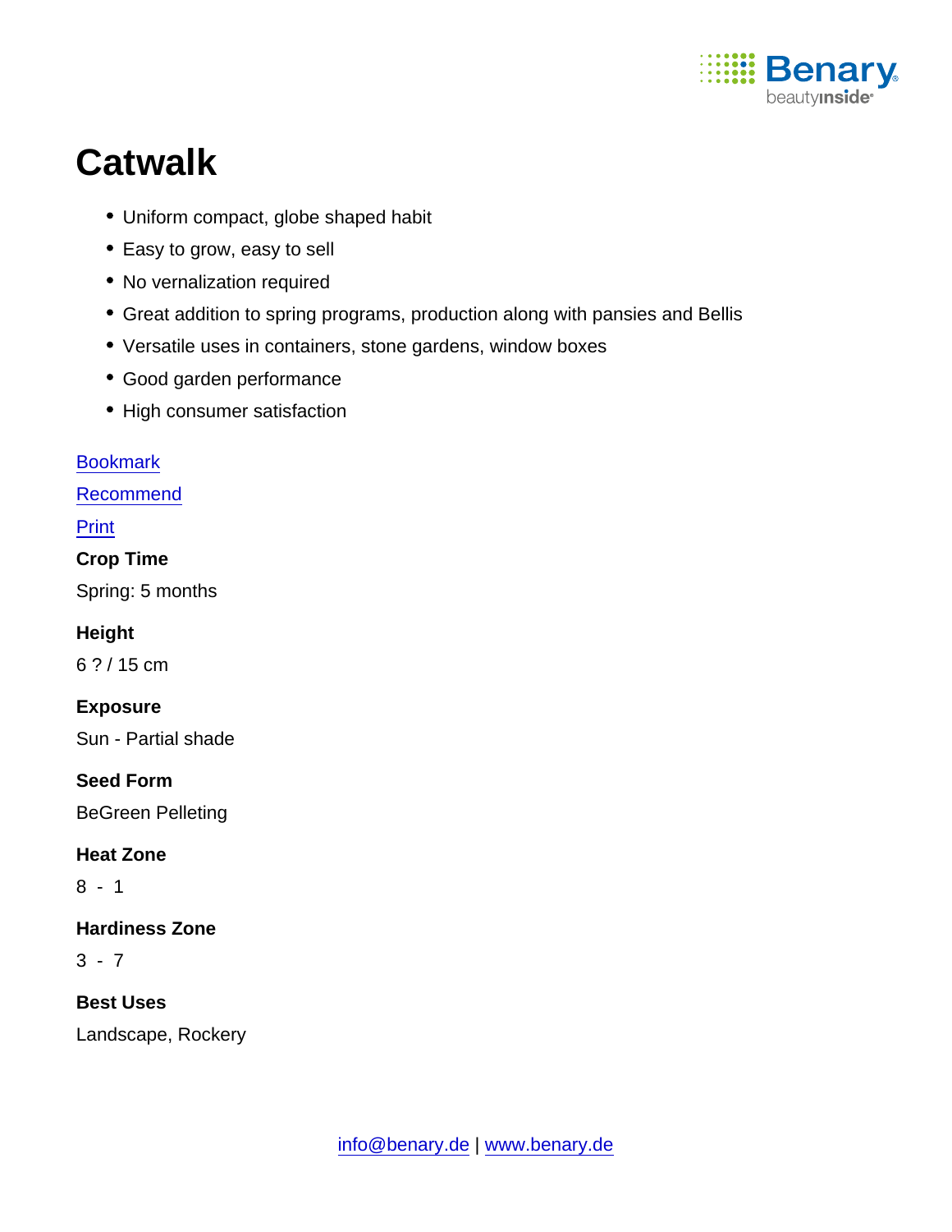# Catwalk

- Uniform compact, globe shaped habit
- Easy to grow, easy to sell
- No vernalization required
- Great addition to spring programs, production along with pansies and Bellis
- Versatile uses in containers, stone gardens, window boxes
- Good garden performance
- High consumer satisfaction

Bookmark

Recommend

Print

**Crop Time**

Spring: 5 months

**Height**

6 ? / 15 cm

**Exposure**

Sun - Partial shade

**Seed Form**

BeGreen Pelleting

**Heat Zone**

8 - 1

**Hardiness Zone**

3 - 7

**Best Uses**

Landscape, Rockery

info@benary.de | www.benary.de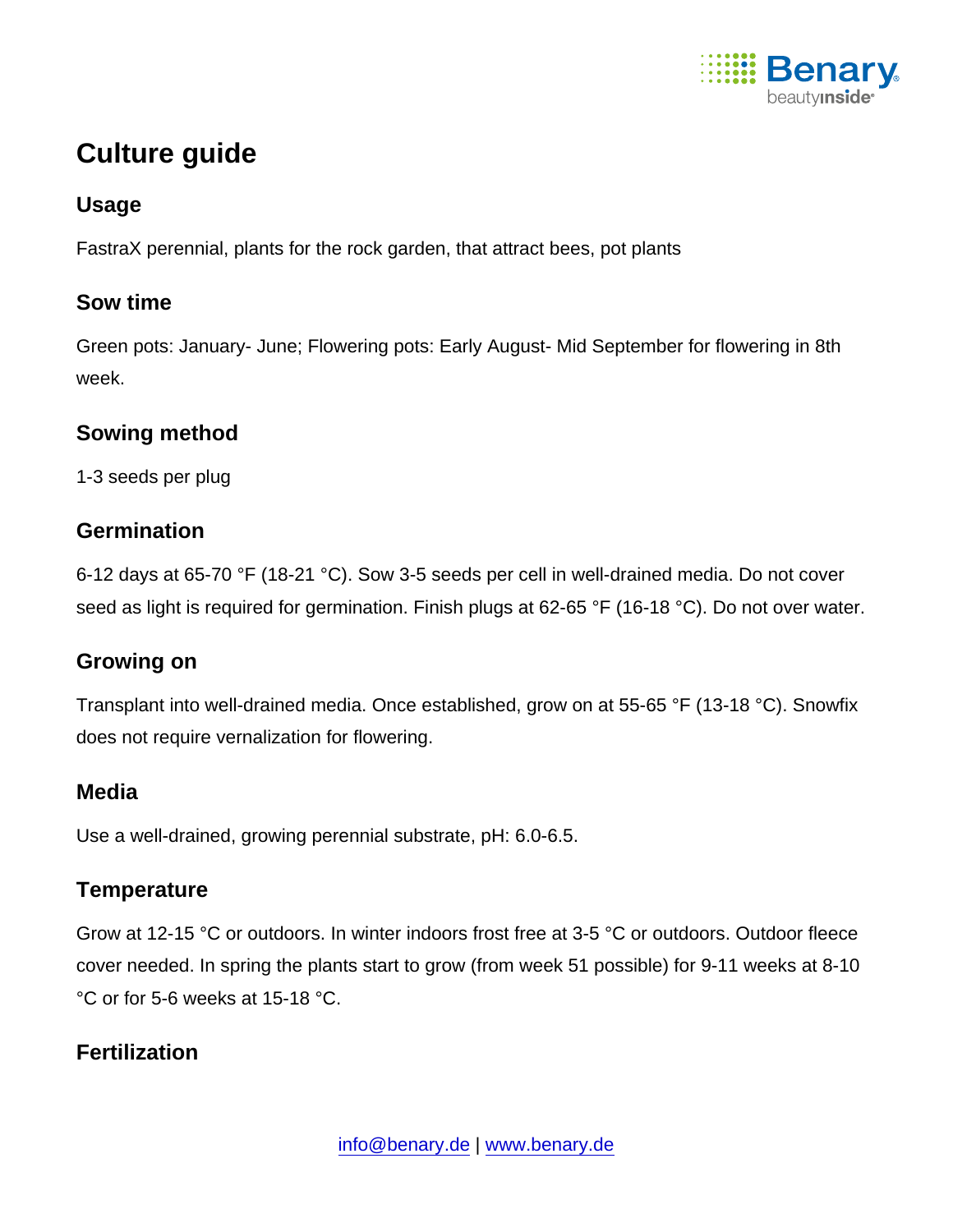# Culture guide

## Usage

FastraX perennial, plants for the rock garden, that attract bees, pot plants

## Sow time

Green pots: January- June; Flowering pots: Early August- Mid September for flowering in 8th week.

## Sowing method

1-3 seeds per plug

## Germination

6-12 days at 65-70 °F (18-21 °C). Sow 3-5 seeds per cell in well-drained media. Do not cover seed as light is required for germination. Finish plugs at 62-65 °F (16-18 °C). Do not over water.

## Growing on

Transplant into well-drained media. Once established, grow on at 55-65 °F (13-18 °C). Snowfix does not require vernalization for flowering.

## Media

Use a well-drained, growing perennial substrate, pH: 6.0-6.5.

## Temperature

Grow at 12-15 °C or outdoors. In winter indoors frost free at 3-5 °C or outdoors. Outdoor fleece cover needed. In spring the plants start to grow (from week 51 possible) for 9-11 weeks at 8-10 °C or for 5-6 weeks at 15-18 °C.

## Fertilization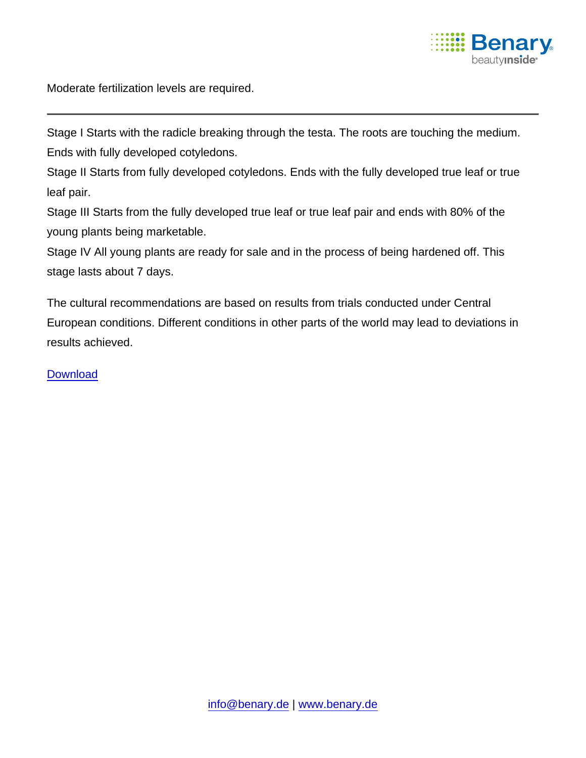Moderate fertilization levels are required.

---

Stage I Starts with the radicle breaking through the testa. The roots are touching the medium. Ends with fully developed cotyledons.

Stage II Starts from fully developed cotyledons. Ends with the fully developed true leaf or true leaf pair.

Stage III Starts from the fully developed true leaf or true leaf pair and ends with 80% of the young plants being marketable.

Stage IV All young plants are ready for sale and in the process of being hardened off. This stage lasts about 7 days.

The cultural recommendations are based on results from trials conducted under Central European conditions. Different conditions in other parts of the world may lead to deviations in results achieved.

Download

info@benary.de | www.benary.de